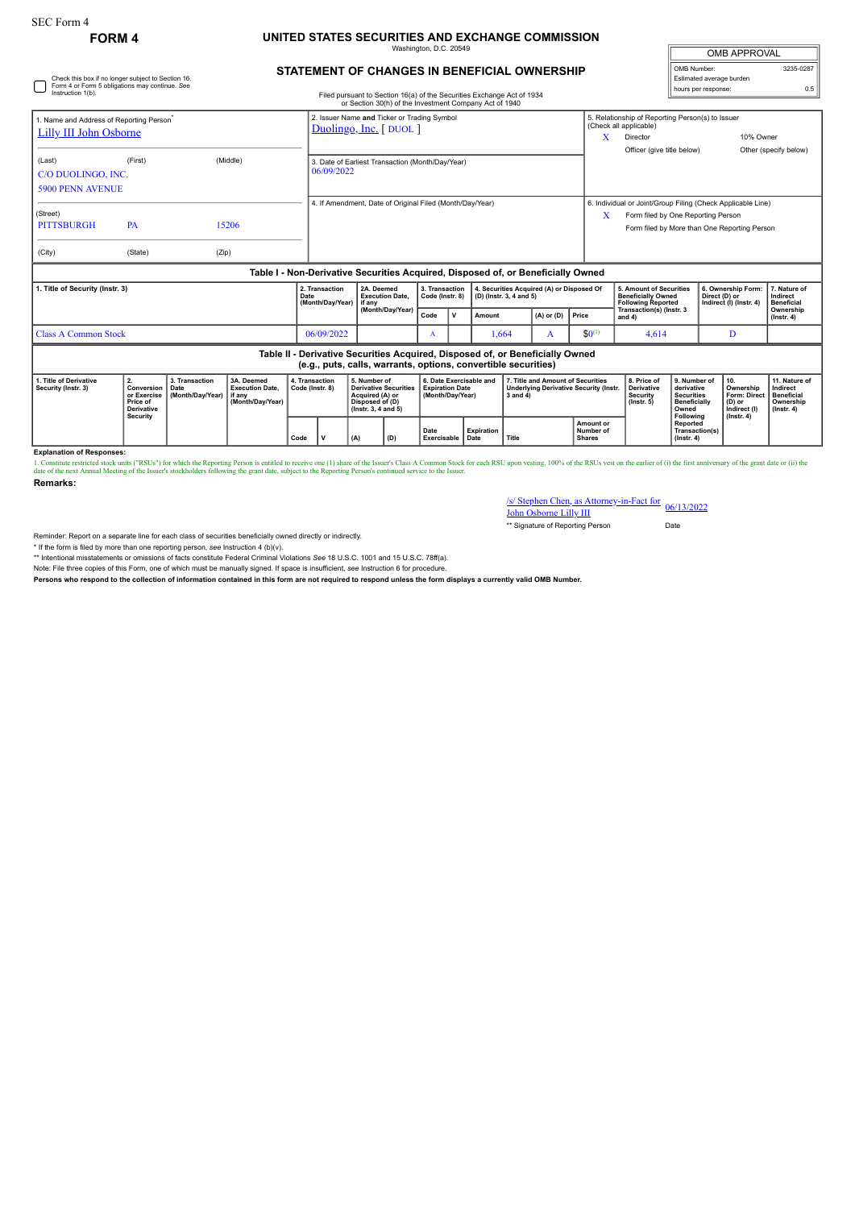SEC Form 4

# FORM 4

## UNITED STATES SECURITIES AND EXCHANGE COMMISSION

Washington, D.C. 20549

## STATEMENT OF CHANGES IN BENEFICIAL OWNERSHIP

Filed pursuant to Section 16(a) of the Securities Exchange Act of 1934 or Section 30(h) of the Investment Company Act of 1940

| OMB APPROVAL | |
|---|---|
| OMB Number: | 3235-0287 |
| Estimated average burden | |
| hours per response: | 0.5 |

☐ Check this box if no longer subject to Section 16. Form 4 or Form 5 obligations may continue. *See* Instruction 1(b).

1. Name and Address of Reporting Person*
Lilly III John Osborne

(Last) (First) (Middle)
C/O DUOLINGO, INC.
5900 PENN AVENUE

(Street)
PITTSBURGH PA 15206

(City) (State) (Zip)

2. Issuer Name **and** Ticker or Trading Symbol
Duolingo, Inc. [ DUOL ]

3. Date of Earliest Transaction (Month/Day/Year)
06/09/2022

4. If Amendment, Date of Original Filed (Month/Day/Year)

5. Relationship of Reporting Person(s) to Issuer (Check all applicable)
X Director
10% Owner
Officer (give title below)
Other (specify below)

6. Individual or Joint/Group Filing (Check Applicable Line)
X Form filed by One Reporting Person
Form filed by More than One Reporting Person

### Table I - Non-Derivative Securities Acquired, Disposed of, or Beneficially Owned

| 1. Title of Security (Instr. 3) | 2. Transaction Date (Month/Day/Year) | 2A. Deemed Execution Date, if any (Month/Day/Year) | 3. Transaction Code (Instr. 8) | | 4. Securities Acquired (A) or Disposed Of (D) (Instr. 3, 4 and 5) | | | 5. Amount of Securities Beneficially Owned Following Reported Transaction(s) (Instr. 3 and 4) | 6. Ownership Form: Direct (D) or Indirect (I) (Instr. 4) | 7. Nature of Indirect Beneficial Ownership (Instr. 4) |
|---|---|---|---|---|---|---|---|---|---|---|
| | | | Code | V | Amount | (A) or (D) | Price | | | |
| Class A Common Stock | 06/09/2022 | | A | | 1,664 | A | $0(1) | 4,614 | D | |

### Table II - Derivative Securities Acquired, Disposed of, or Beneficially Owned (e.g., puts, calls, warrants, options, convertible securities)

| 1. Title of Derivative Security (Instr. 3) | 2. Conversion or Exercise Price of Derivative Security | 3. Transaction Date (Month/Day/Year) | 3A. Deemed Execution Date, if any (Month/Day/Year) | 4. Transaction Code (Instr. 8) | | 5. Number of Derivative Securities Acquired (A) or Disposed of (D) (Instr. 3, 4 and 5) | | 6. Date Exercisable and Expiration Date (Month/Day/Year) | | 7. Title and Amount of Securities Underlying Derivative Security (Instr. 3 and 4) | | 8. Price of Derivative Security (Instr. 5) | 9. Number of derivative Securities Beneficially Owned Following Reported Transaction(s) (Instr. 4) | 10. Ownership Form: Direct (D) or Indirect (I) (Instr. 4) | 11. Nature of Indirect Beneficial Ownership (Instr. 4) |
|---|---|---|---|---|---|---|---|---|---|---|---|---|---|---|---|
| | | | | Code | V | (A) | (D) | Date Exercisable | Expiration Date | Title | Amount or Number of Shares | | | | |

**Explanation of Responses:**

1. Constitute restricted stock units ("RSUs") for which the Reporting Person is entitled to receive one (1) share of the Issuer's Class A Common Stock for each RSU upon vesting. 100% of the RSUs vest on the earlier of (i) the first anniversary of the grant date or (ii) the date of the next Annual Meeting of the Issuer's stockholders following the grant date, subject to the Reporting Person's continued service to the Issuer.

**Remarks:**

/s/ Stephen Chen, as Attorney-in-Fact for John Osborne Lilly III — 06/13/2022

** Signature of Reporting Person — Date

Reminder: Report on a separate line for each class of securities beneficially owned directly or indirectly.

\* If the form is filed by more than one reporting person, *see* Instruction 4 (b)(v).

** Intentional misstatements or omissions of facts constitute Federal Criminal Violations *See* 18 U.S.C. 1001 and 15 U.S.C. 78ff(a).

Note: File three copies of this Form, one of which must be manually signed. If space is insufficient, *see* Instruction 6 for procedure.

**Persons who respond to the collection of information contained in this form are not required to respond unless the form displays a currently valid OMB Number.**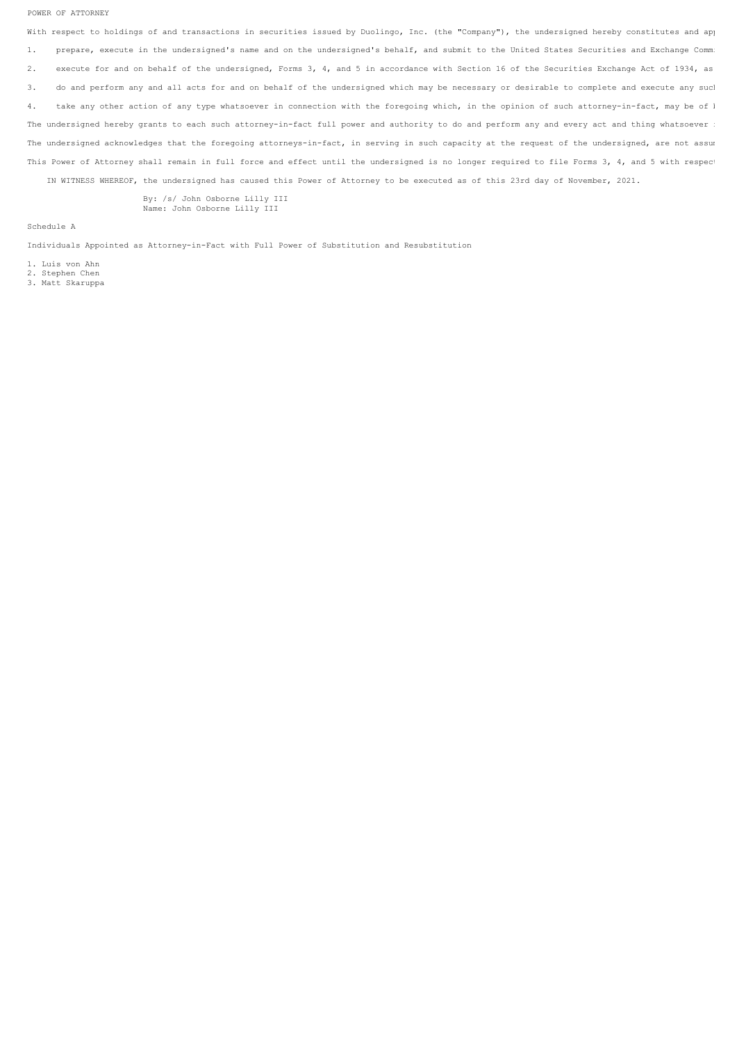POWER OF ATTORNEY

With respect to holdings of and transactions in securities issued by Duolingo, Inc. (the "Company"), the undersigned hereby constitutes and ap

1. prepare, execute in the undersigned's name and on the undersigned's behalf, and submit to the United States Securities and Exchange Comm

2. execute for and on behalf of the undersigned, Forms 3, 4, and 5 in accordance with Section 16 of the Securities Exchange Act of 1934, as

3. do and perform any and all acts for and on behalf of the undersigned which may be necessary or desirable to complete and execute any suc

4. take any other action of any type whatsoever in connection with the foregoing which, in the opinion of such attorney-in-fact, may be of

The undersigned hereby grants to each such attorney-in-fact full power and authority to do and perform any and every act and thing whatsoever

The undersigned acknowledges that the foregoing attorneys-in-fact, in serving in such capacity at the request of the undersigned, are not assu

This Power of Attorney shall remain in full force and effect until the undersigned is no longer required to file Forms 3, 4, and 5 with respec

IN WITNESS WHEREOF, the undersigned has caused this Power of Attorney to be executed as of this 23rd day of November, 2021.

By: /s/ John Osborne Lilly III
Name: John Osborne Lilly III

Schedule A

Individuals Appointed as Attorney-in-Fact with Full Power of Substitution and Resubstitution

1. Luis von Ahn
2. Stephen Chen
3. Matt Skaruppa